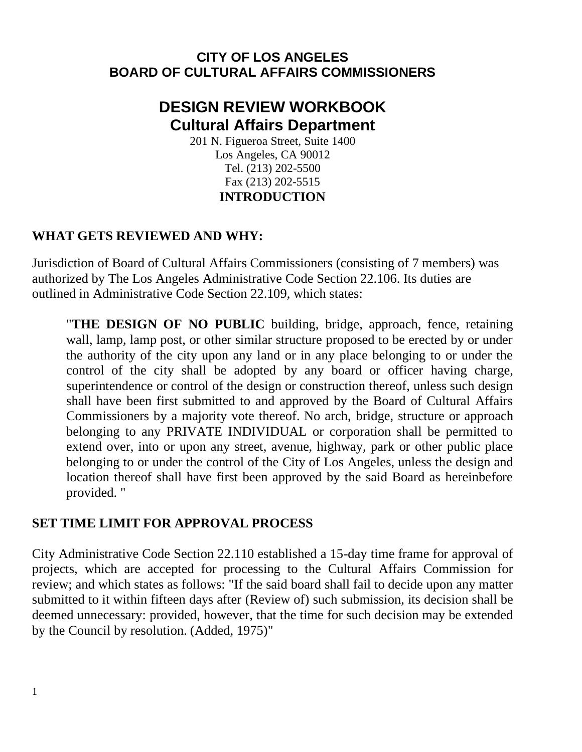**CITY OF LOS ANGELES**
**BOARD OF CULTURAL AFFAIRS COMMISSIONERS**

# DESIGN REVIEW WORKBOOK
## Cultural Affairs Department

201 N. Figueroa Street, Suite 1400
Los Angeles, CA 90012
Tel. (213) 202-5500
Fax (213) 202-5515

**INTRODUCTION**

### WHAT GETS REVIEWED AND WHY:

Jurisdiction of Board of Cultural Affairs Commissioners (consisting of 7 members) was authorized by The Los Angeles Administrative Code Section 22.106. Its duties are outlined in Administrative Code Section 22.109, which states:

> "**THE DESIGN OF NO PUBLIC** building, bridge, approach, fence, retaining wall, lamp, lamp post, or other similar structure proposed to be erected by or under the authority of the city upon any land or in any place belonging to or under the control of the city shall be adopted by any board or officer having charge, superintendence or control of the design or construction thereof, unless such design shall have been first submitted to and approved by the Board of Cultural Affairs Commissioners by a majority vote thereof. No arch, bridge, structure or approach belonging to any PRIVATE INDIVIDUAL or corporation shall be permitted to extend over, into or upon any street, avenue, highway, park or other public place belonging to or under the control of the City of Los Angeles, unless the design and location thereof shall have first been approved by the said Board as hereinbefore provided. "

### SET TIME LIMIT FOR APPROVAL PROCESS

City Administrative Code Section 22.110 established a 15-day time frame for approval of projects, which are accepted for processing to the Cultural Affairs Commission for review; and which states as follows: "If the said board shall fail to decide upon any matter submitted to it within fifteen days after (Review of) such submission, its decision shall be deemed unnecessary: provided, however, that the time for such decision may be extended by the Council by resolution. (Added, 1975)"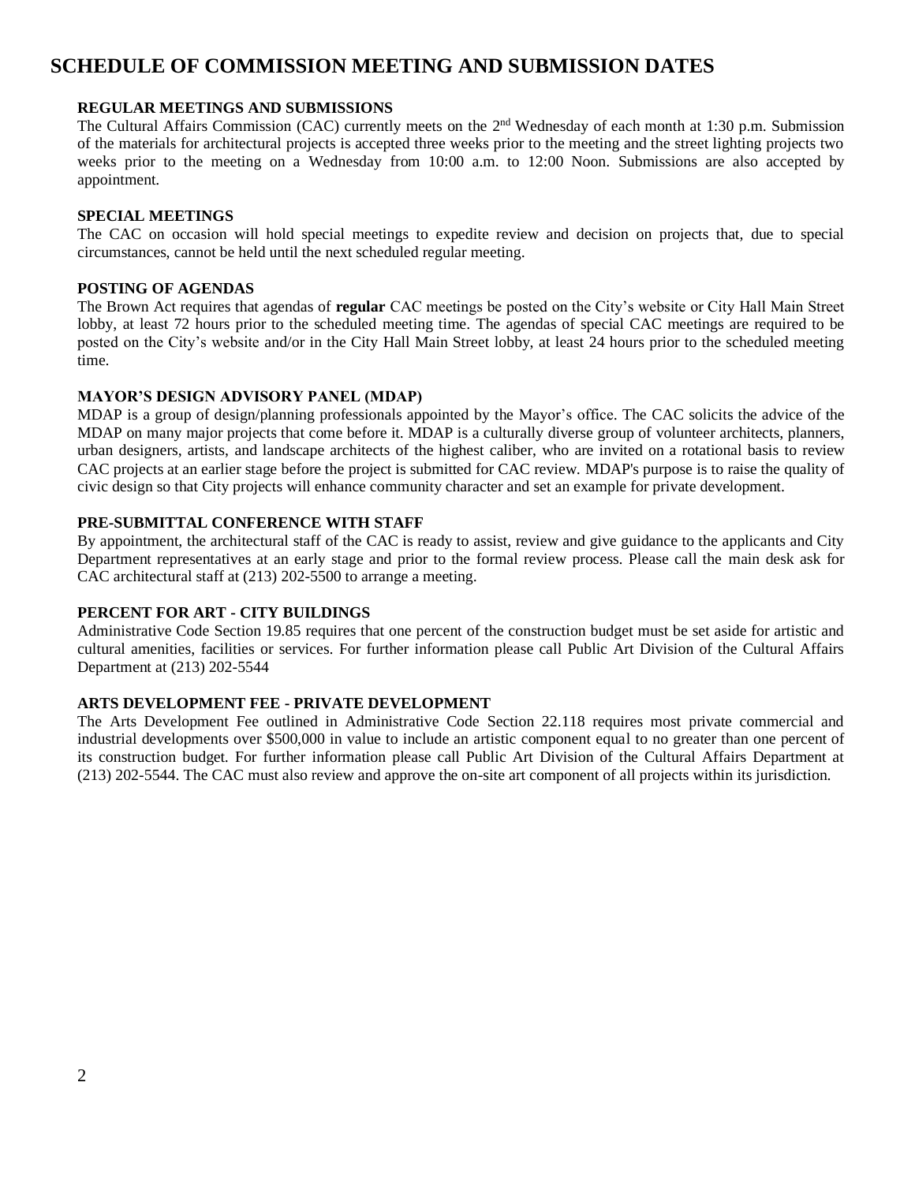# SCHEDULE OF COMMISSION MEETING AND SUBMISSION DATES

### REGULAR MEETINGS AND SUBMISSIONS

The Cultural Affairs Commission (CAC) currently meets on the 2nd Wednesday of each month at 1:30 p.m. Submission of the materials for architectural projects is accepted three weeks prior to the meeting and the street lighting projects two weeks prior to the meeting on a Wednesday from 10:00 a.m. to 12:00 Noon. Submissions are also accepted by appointment.

### SPECIAL MEETINGS

The CAC on occasion will hold special meetings to expedite review and decision on projects that, due to special circumstances, cannot be held until the next scheduled regular meeting.

### POSTING OF AGENDAS

The Brown Act requires that agendas of **regular** CAC meetings be posted on the City's website or City Hall Main Street lobby, at least 72 hours prior to the scheduled meeting time. The agendas of special CAC meetings are required to be posted on the City's website and/or in the City Hall Main Street lobby, at least 24 hours prior to the scheduled meeting time.

### MAYOR'S DESIGN ADVISORY PANEL (MDAP)

MDAP is a group of design/planning professionals appointed by the Mayor's office. The CAC solicits the advice of the MDAP on many major projects that come before it. MDAP is a culturally diverse group of volunteer architects, planners, urban designers, artists, and landscape architects of the highest caliber, who are invited on a rotational basis to review CAC projects at an earlier stage before the project is submitted for CAC review. MDAP's purpose is to raise the quality of civic design so that City projects will enhance community character and set an example for private development.

### PRE-SUBMITTAL CONFERENCE WITH STAFF

By appointment, the architectural staff of the CAC is ready to assist, review and give guidance to the applicants and City Department representatives at an early stage and prior to the formal review process. Please call the main desk ask for CAC architectural staff at (213) 202-5500 to arrange a meeting.

### PERCENT FOR ART - CITY BUILDINGS

Administrative Code Section 19.85 requires that one percent of the construction budget must be set aside for artistic and cultural amenities, facilities or services. For further information please call Public Art Division of the Cultural Affairs Department at (213) 202-5544

### ARTS DEVELOPMENT FEE - PRIVATE DEVELOPMENT

The Arts Development Fee outlined in Administrative Code Section 22.118 requires most private commercial and industrial developments over $500,000 in value to include an artistic component equal to no greater than one percent of its construction budget. For further information please call Public Art Division of the Cultural Affairs Department at (213) 202-5544. The CAC must also review and approve the on-site art component of all projects within its jurisdiction.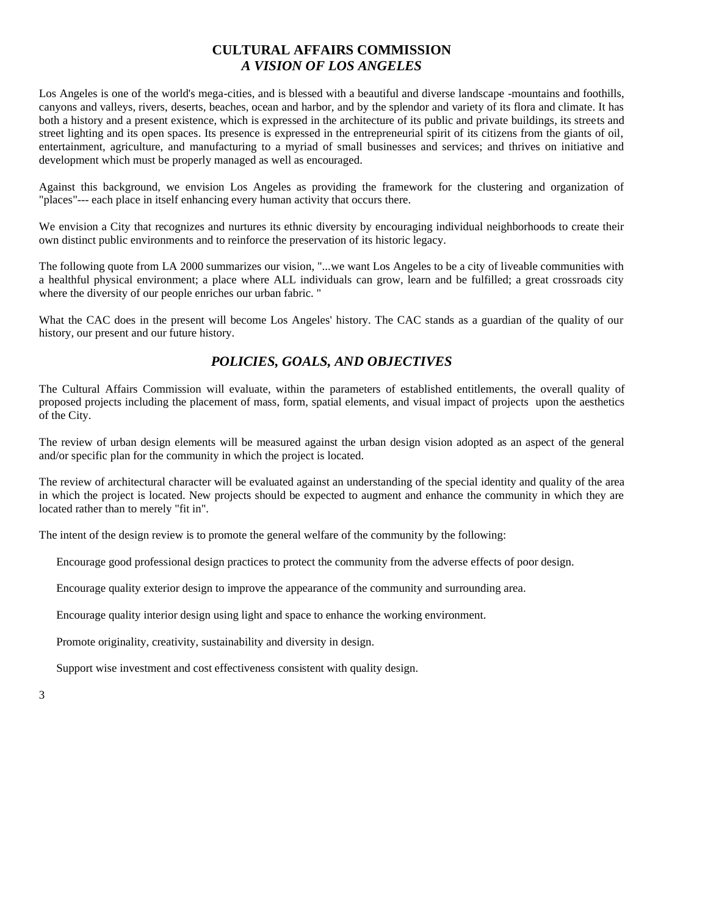# CULTURAL AFFAIRS COMMISSION
## *A VISION OF LOS ANGELES*

Los Angeles is one of the world's mega-cities, and is blessed with a beautiful and diverse landscape -mountains and foothills, canyons and valleys, rivers, deserts, beaches, ocean and harbor, and by the splendor and variety of its flora and climate. It has both a history and a present existence, which is expressed in the architecture of its public and private buildings, its streets and street lighting and its open spaces. Its presence is expressed in the entrepreneurial spirit of its citizens from the giants of oil, entertainment, agriculture, and manufacturing to a myriad of small businesses and services; and thrives on initiative and development which must be properly managed as well as encouraged.

Against this background, we envision Los Angeles as providing the framework for the clustering and organization of "places"--- each place in itself enhancing every human activity that occurs there.

We envision a City that recognizes and nurtures its ethnic diversity by encouraging individual neighborhoods to create their own distinct public environments and to reinforce the preservation of its historic legacy.

The following quote from LA 2000 summarizes our vision, "...we want Los Angeles to be a city of liveable communities with a healthful physical environment; a place where ALL individuals can grow, learn and be fulfilled; a great crossroads city where the diversity of our people enriches our urban fabric. "

What the CAC does in the present will become Los Angeles' history. The CAC stands as a guardian of the quality of our history, our present and our future history.

## *POLICIES, GOALS, AND OBJECTIVES*

The Cultural Affairs Commission will evaluate, within the parameters of established entitlements, the overall quality of proposed projects including the placement of mass, form, spatial elements, and visual impact of projects upon the aesthetics of the City.

The review of urban design elements will be measured against the urban design vision adopted as an aspect of the general and/or specific plan for the community in which the project is located.

The review of architectural character will be evaluated against an understanding of the special identity and quality of the area in which the project is located. New projects should be expected to augment and enhance the community in which they are located rather than to merely "fit in".

The intent of the design review is to promote the general welfare of the community by the following:

Encourage good professional design practices to protect the community from the adverse effects of poor design.

Encourage quality exterior design to improve the appearance of the community and surrounding area.

Encourage quality interior design using light and space to enhance the working environment.

Promote originality, creativity, sustainability and diversity in design.

Support wise investment and cost effectiveness consistent with quality design.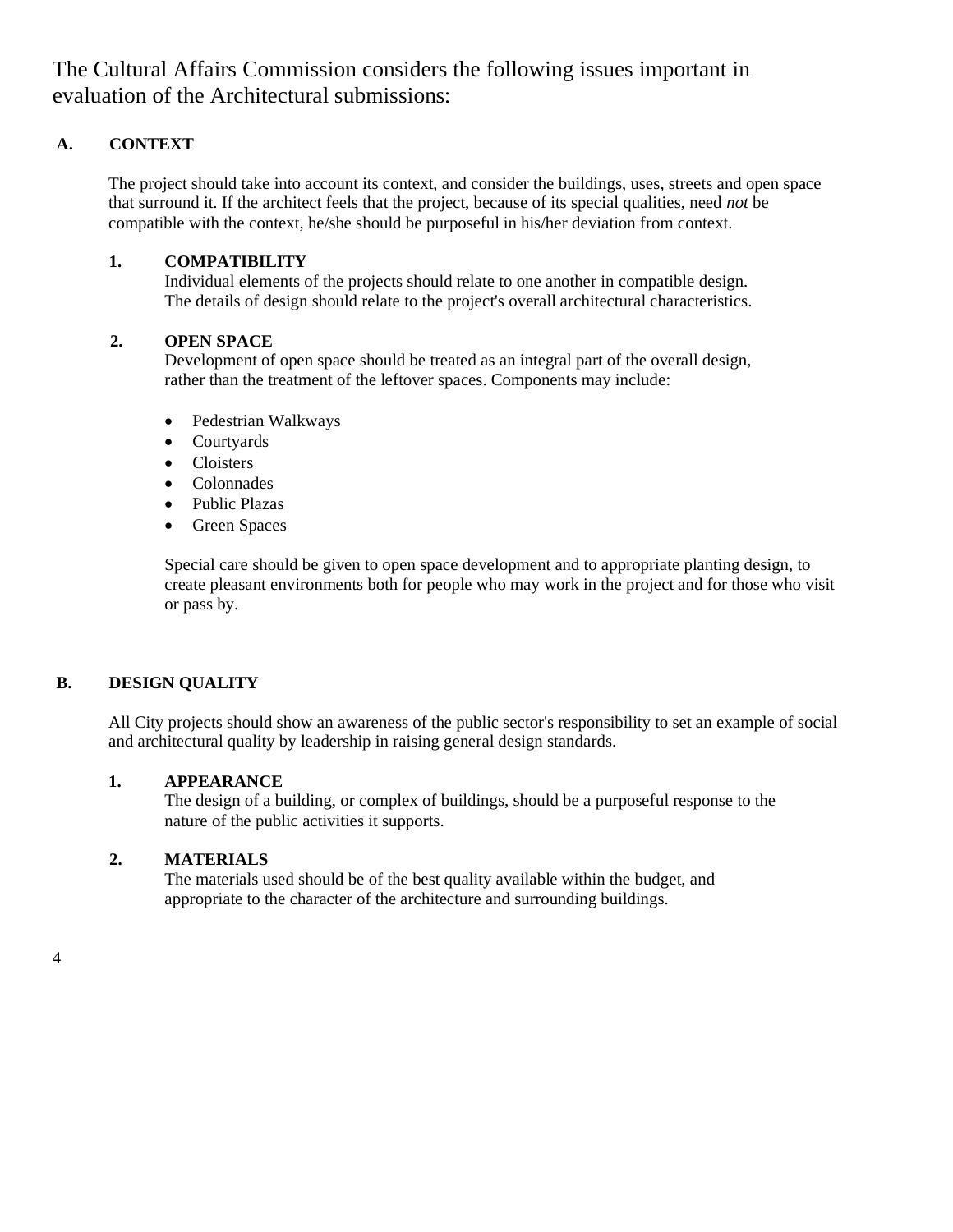The Cultural Affairs Commission considers the following issues important in evaluation of the Architectural submissions:

## A. CONTEXT

The project should take into account its context, and consider the buildings, uses, streets and open space that surround it. If the architect feels that the project, because of its special qualities, need *not* be compatible with the context, he/she should be purposeful in his/her deviation from context.

### 1. COMPATIBILITY

Individual elements of the projects should relate to one another in compatible design. The details of design should relate to the project's overall architectural characteristics.

### 2. OPEN SPACE

Development of open space should be treated as an integral part of the overall design, rather than the treatment of the leftover spaces. Components may include:

- Pedestrian Walkways
- Courtyards
- Cloisters
- Colonnades
- Public Plazas
- Green Spaces

Special care should be given to open space development and to appropriate planting design, to create pleasant environments both for people who may work in the project and for those who visit or pass by.

## B. DESIGN QUALITY

All City projects should show an awareness of the public sector's responsibility to set an example of social and architectural quality by leadership in raising general design standards.

### 1. APPEARANCE

The design of a building, or complex of buildings, should be a purposeful response to the nature of the public activities it supports.

### 2. MATERIALS

The materials used should be of the best quality available within the budget, and appropriate to the character of the architecture and surrounding buildings.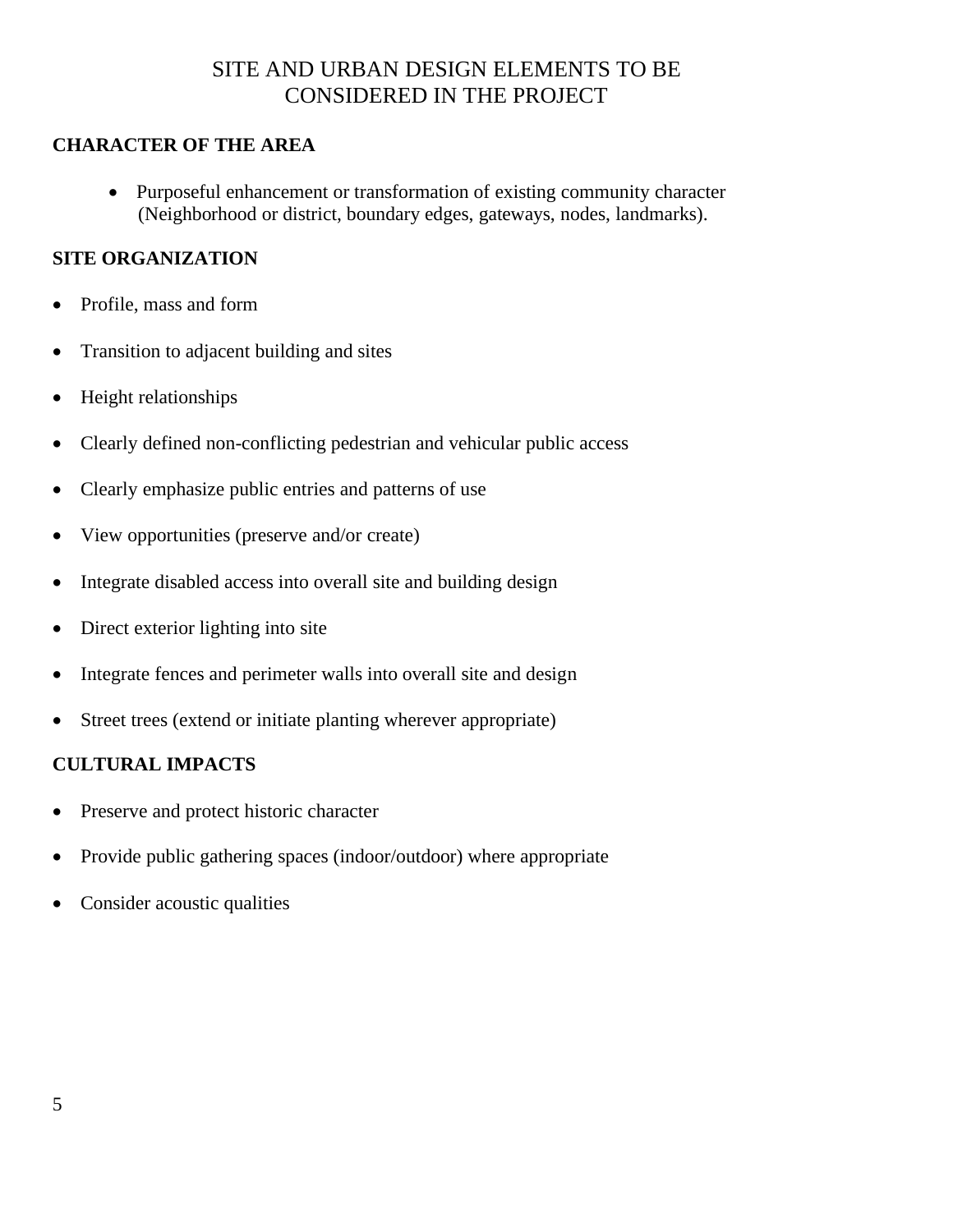# SITE AND URBAN DESIGN ELEMENTS TO BE CONSIDERED IN THE PROJECT

**CHARACTER OF THE AREA**

- Purposeful enhancement or transformation of existing community character (Neighborhood or district, boundary edges, gateways, nodes, landmarks).

**SITE ORGANIZATION**

- Profile, mass and form
- Transition to adjacent building and sites
- Height relationships
- Clearly defined non-conflicting pedestrian and vehicular public access
- Clearly emphasize public entries and patterns of use
- View opportunities (preserve and/or create)
- Integrate disabled access into overall site and building design
- Direct exterior lighting into site
- Integrate fences and perimeter walls into overall site and design
- Street trees (extend or initiate planting wherever appropriate)

**CULTURAL IMPACTS**

- Preserve and protect historic character
- Provide public gathering spaces (indoor/outdoor) where appropriate
- Consider acoustic qualities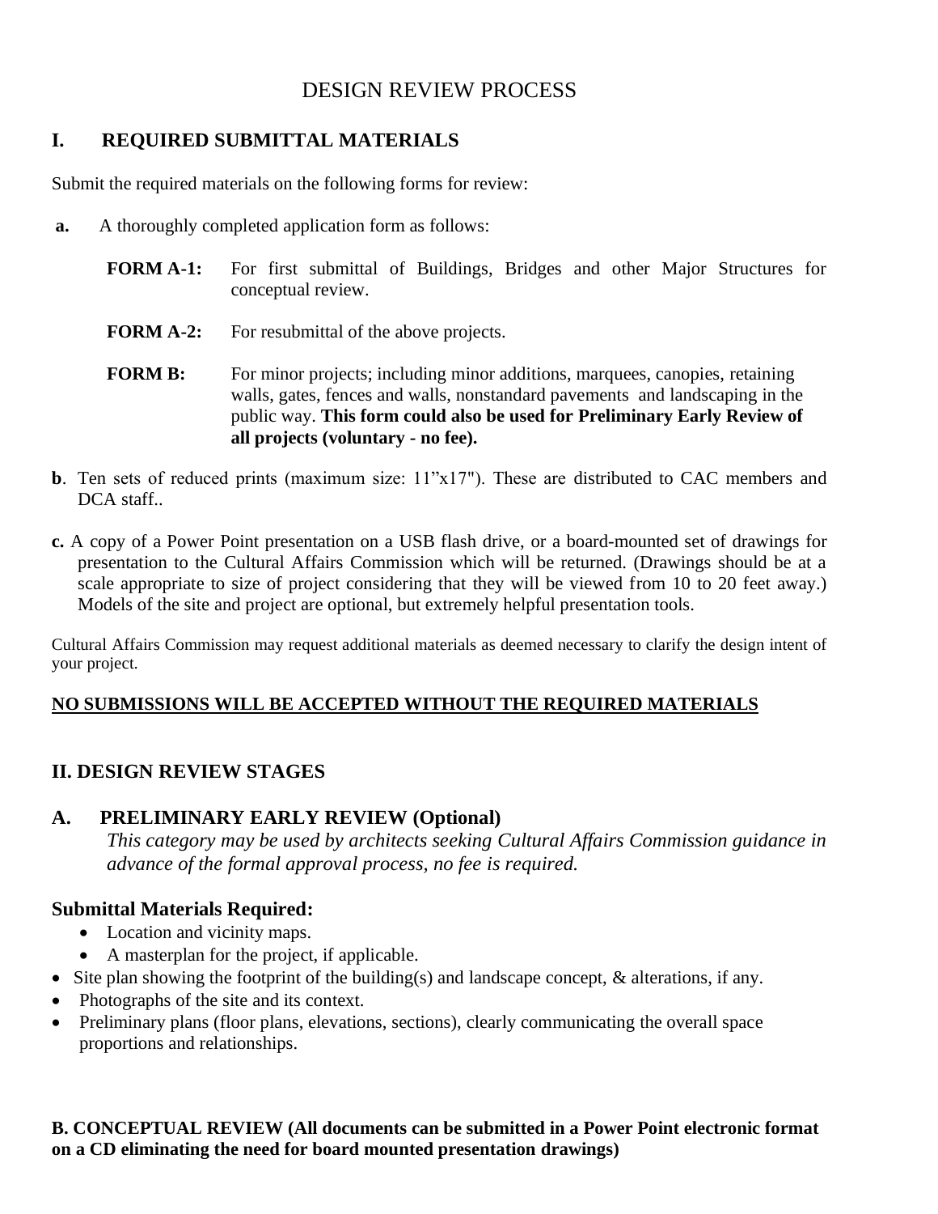# DESIGN REVIEW PROCESS

## I. REQUIRED SUBMITTAL MATERIALS

Submit the required materials on the following forms for review:

**a.** A thoroughly completed application form as follows:

**FORM A-1:** For first submittal of Buildings, Bridges and other Major Structures for conceptual review.

**FORM A-2:** For resubmittal of the above projects.

**FORM B:** For minor projects; including minor additions, marquees, canopies, retaining walls, gates, fences and walls, nonstandard pavements and landscaping in the public way. **This form could also be used for Preliminary Early Review of all projects (voluntary - no fee).**

**b**. Ten sets of reduced prints (maximum size: 11"x17"). These are distributed to CAC members and DCA staff..

**c.** A copy of a Power Point presentation on a USB flash drive, or a board-mounted set of drawings for presentation to the Cultural Affairs Commission which will be returned. (Drawings should be at a scale appropriate to size of project considering that they will be viewed from 10 to 20 feet away.) Models of the site and project are optional, but extremely helpful presentation tools.

Cultural Affairs Commission may request additional materials as deemed necessary to clarify the design intent of your project.

**NO SUBMISSIONS WILL BE ACCEPTED WITHOUT THE REQUIRED MATERIALS**

## II. DESIGN REVIEW STAGES

### A. PRELIMINARY EARLY REVIEW (Optional)

*This category may be used by architects seeking Cultural Affairs Commission guidance in advance of the formal approval process, no fee is required.*

### Submittal Materials Required:

- Location and vicinity maps.
- A masterplan for the project, if applicable.
- Site plan showing the footprint of the building(s) and landscape concept, & alterations, if any.
- Photographs of the site and its context.
- Preliminary plans (floor plans, elevations, sections), clearly communicating the overall space proportions and relationships.

### B. CONCEPTUAL REVIEW (All documents can be submitted in a Power Point electronic format on a CD eliminating the need for board mounted presentation drawings)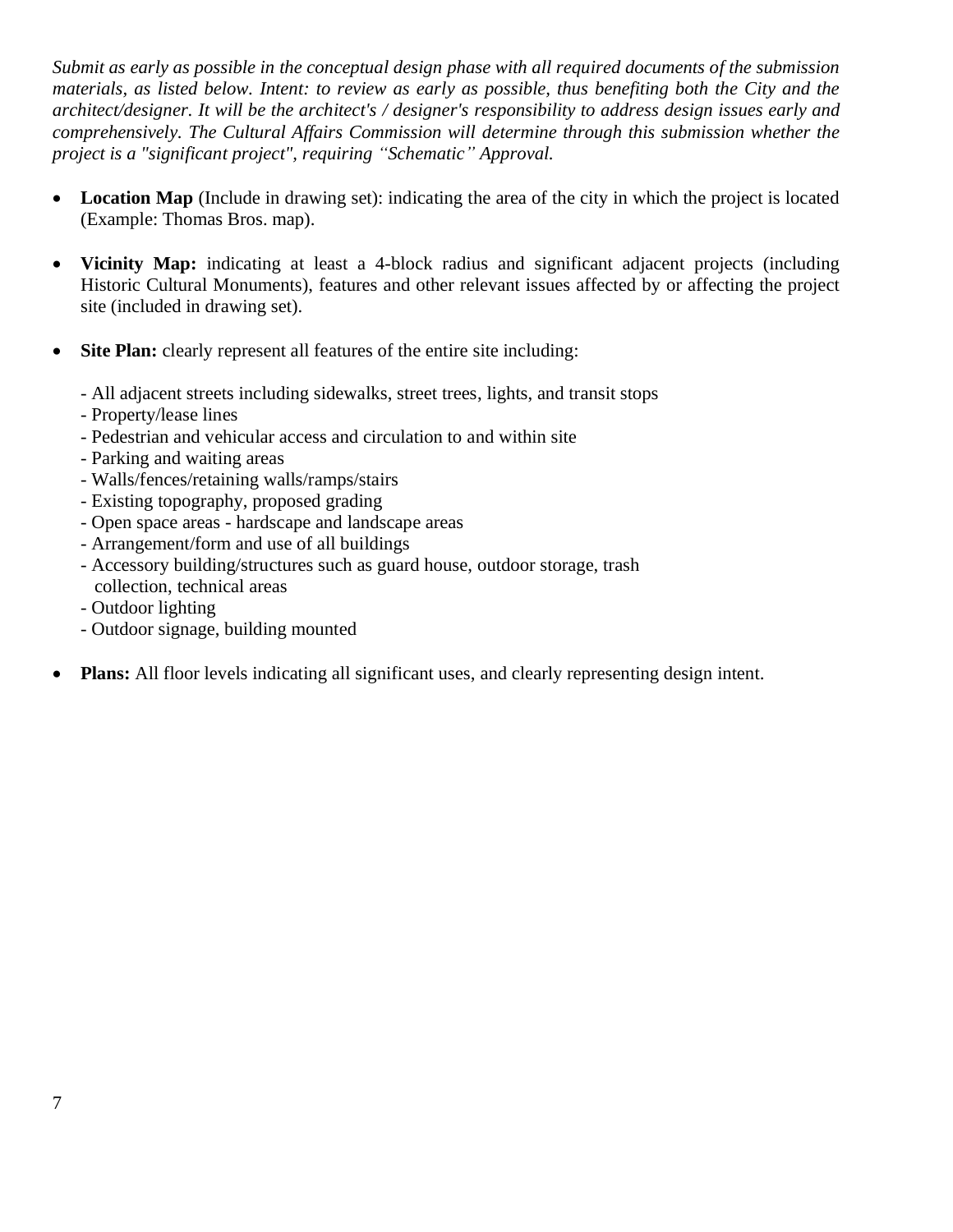*Submit as early as possible in the conceptual design phase with all required documents of the submission materials, as listed below. Intent: to review as early as possible, thus benefiting both the City and the architect/designer. It will be the architect's / designer's responsibility to address design issues early and comprehensively. The Cultural Affairs Commission will determine through this submission whether the project is a "significant project", requiring "Schematic" Approval.*

- **Location Map** (Include in drawing set): indicating the area of the city in which the project is located (Example: Thomas Bros. map).

- **Vicinity Map:** indicating at least a 4-block radius and significant adjacent projects (including Historic Cultural Monuments), features and other relevant issues affected by or affecting the project site (included in drawing set).

- **Site Plan:** clearly represent all features of the entire site including:

  - All adjacent streets including sidewalks, street trees, lights, and transit stops
  - Property/lease lines
  - Pedestrian and vehicular access and circulation to and within site
  - Parking and waiting areas
  - Walls/fences/retaining walls/ramps/stairs
  - Existing topography, proposed grading
  - Open space areas - hardscape and landscape areas
  - Arrangement/form and use of all buildings
  - Accessory building/structures such as guard house, outdoor storage, trash collection, technical areas
  - Outdoor lighting
  - Outdoor signage, building mounted

- **Plans:** All floor levels indicating all significant uses, and clearly representing design intent.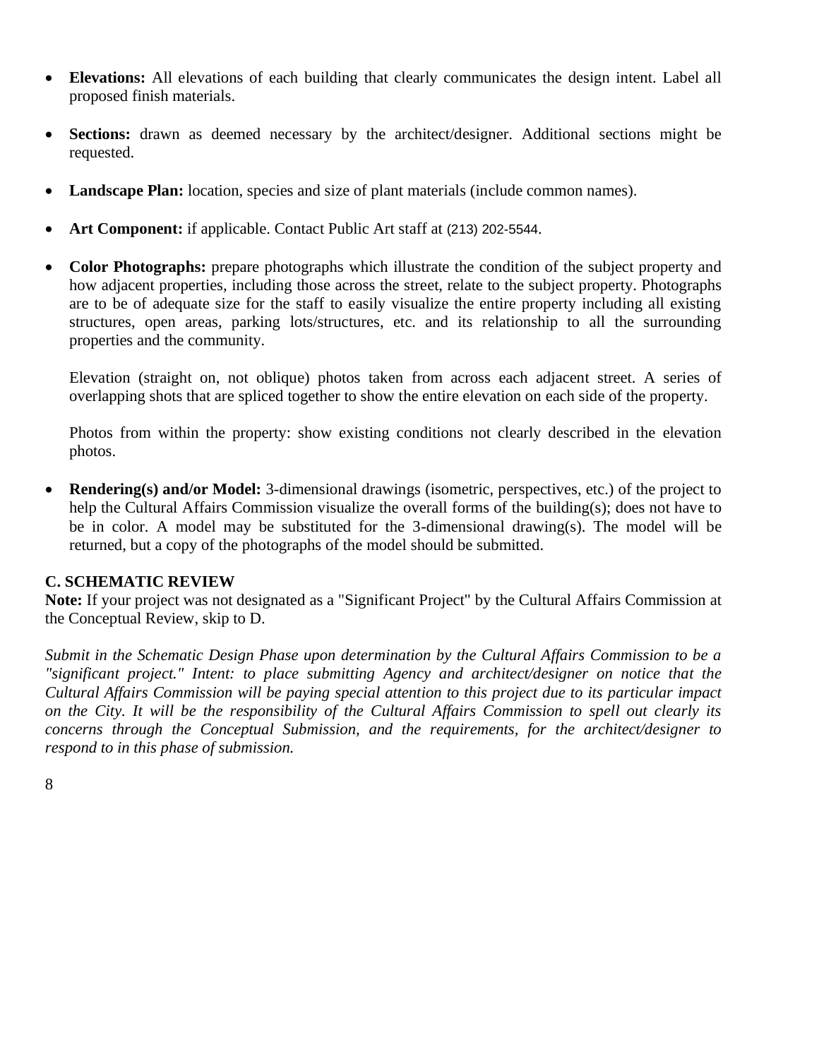- **Elevations:** All elevations of each building that clearly communicates the design intent. Label all proposed finish materials.

- **Sections:** drawn as deemed necessary by the architect/designer. Additional sections might be requested.

- **Landscape Plan:** location, species and size of plant materials (include common names).

- **Art Component:** if applicable. Contact Public Art staff at (213) 202-5544.

- **Color Photographs:** prepare photographs which illustrate the condition of the subject property and how adjacent properties, including those across the street, relate to the subject property. Photographs are to be of adequate size for the staff to easily visualize the entire property including all existing structures, open areas, parking lots/structures, etc. and its relationship to all the surrounding properties and the community.

  Elevation (straight on, not oblique) photos taken from across each adjacent street. A series of overlapping shots that are spliced together to show the entire elevation on each side of the property.

  Photos from within the property: show existing conditions not clearly described in the elevation photos.

- **Rendering(s) and/or Model:** 3-dimensional drawings (isometric, perspectives, etc.) of the project to help the Cultural Affairs Commission visualize the overall forms of the building(s); does not have to be in color. A model may be substituted for the 3-dimensional drawing(s). The model will be returned, but a copy of the photographs of the model should be submitted.

### C. SCHEMATIC REVIEW

**Note:** If your project was not designated as a "Significant Project" by the Cultural Affairs Commission at the Conceptual Review, skip to D.

*Submit in the Schematic Design Phase upon determination by the Cultural Affairs Commission to be a "significant project." Intent: to place submitting Agency and architect/designer on notice that the Cultural Affairs Commission will be paying special attention to this project due to its particular impact on the City. It will be the responsibility of the Cultural Affairs Commission to spell out clearly its concerns through the Conceptual Submission, and the requirements, for the architect/designer to respond to in this phase of submission.*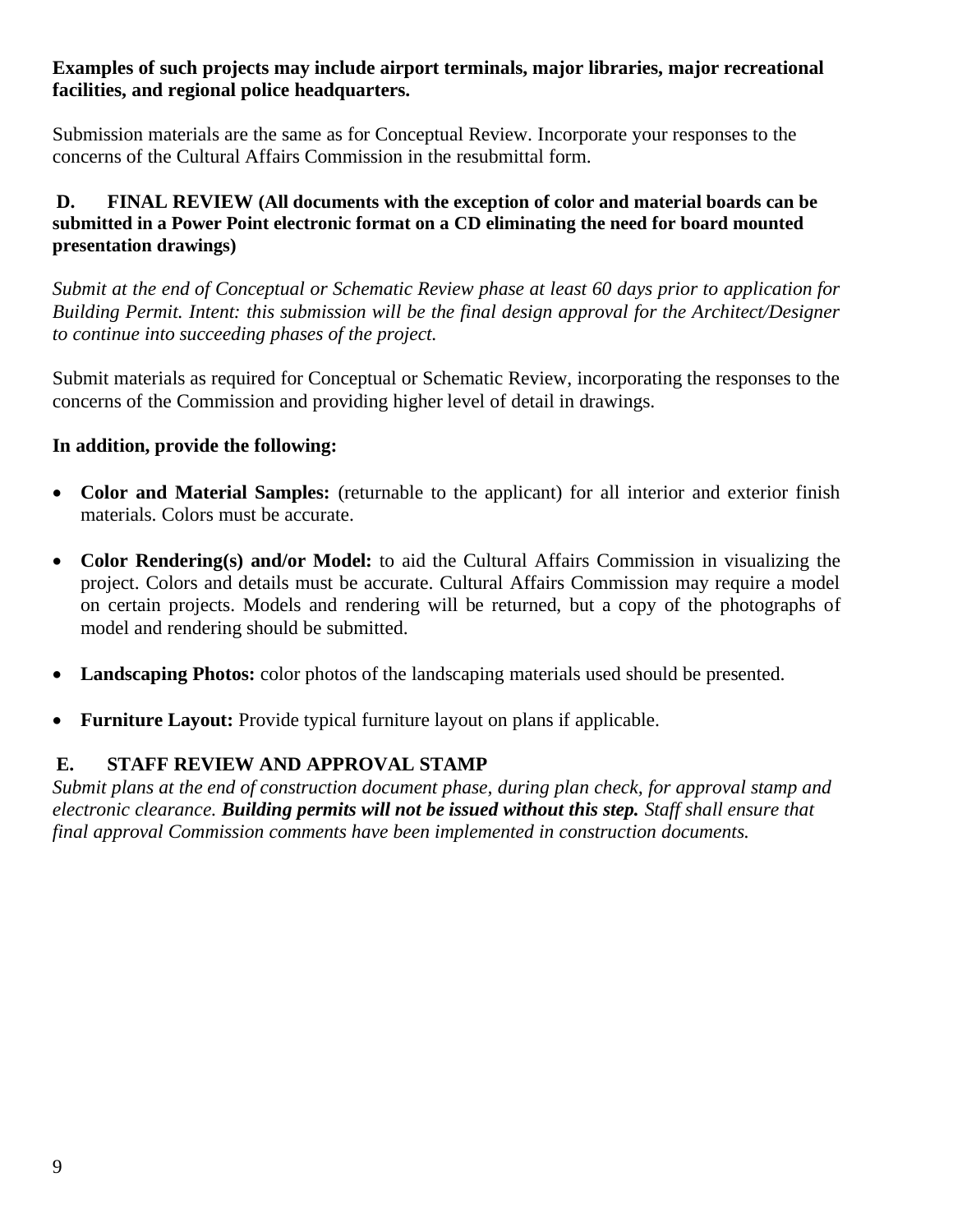**Examples of such projects may include airport terminals, major libraries, major recreational facilities, and regional police headquarters.**

Submission materials are the same as for Conceptual Review. Incorporate your responses to the concerns of the Cultural Affairs Commission in the resubmittal form.

### D. FINAL REVIEW (All documents with the exception of color and material boards can be submitted in a Power Point electronic format on a CD eliminating the need for board mounted presentation drawings)

*Submit at the end of Conceptual or Schematic Review phase at least 60 days prior to application for Building Permit. Intent: this submission will be the final design approval for the Architect/Designer to continue into succeeding phases of the project.*

Submit materials as required for Conceptual or Schematic Review, incorporating the responses to the concerns of the Commission and providing higher level of detail in drawings.

**In addition, provide the following:**

- **Color and Material Samples:** (returnable to the applicant) for all interior and exterior finish materials. Colors must be accurate.
- **Color Rendering(s) and/or Model:** to aid the Cultural Affairs Commission in visualizing the project. Colors and details must be accurate. Cultural Affairs Commission may require a model on certain projects. Models and rendering will be returned, but a copy of the photographs of model and rendering should be submitted.
- **Landscaping Photos:** color photos of the landscaping materials used should be presented.
- **Furniture Layout:** Provide typical furniture layout on plans if applicable.

### E. STAFF REVIEW AND APPROVAL STAMP

*Submit plans at the end of construction document phase, during plan check, for approval stamp and electronic clearance. **Building permits will not be issued without this step.** Staff shall ensure that final approval Commission comments have been implemented in construction documents.*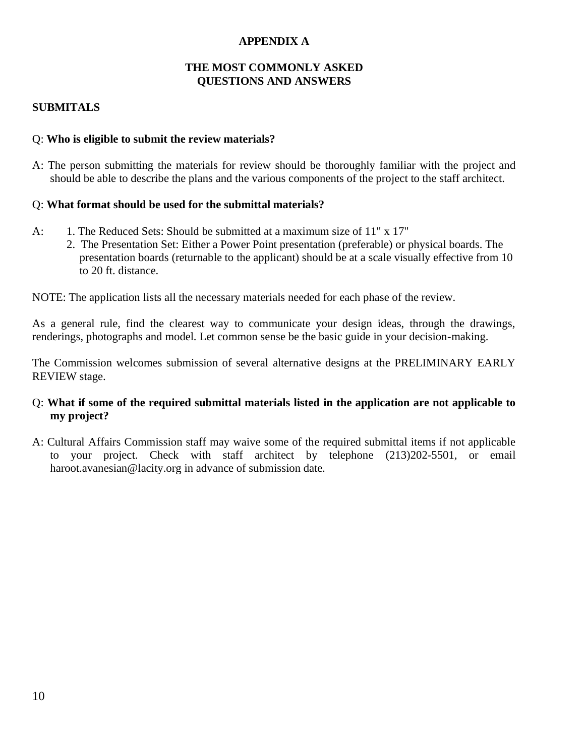# APPENDIX A

## THE MOST COMMONLY ASKED QUESTIONS AND ANSWERS

### SUBMITALS

Q: **Who is eligible to submit the review materials?**

A: The person submitting the materials for review should be thoroughly familiar with the project and should be able to describe the plans and the various components of the project to the staff architect.

Q: **What format should be used for the submittal materials?**

A:
1. The Reduced Sets: Should be submitted at a maximum size of 11" x 17"
2. The Presentation Set: Either a Power Point presentation (preferable) or physical boards. The presentation boards (returnable to the applicant) should be at a scale visually effective from 10 to 20 ft. distance.

NOTE: The application lists all the necessary materials needed for each phase of the review.

As a general rule, find the clearest way to communicate your design ideas, through the drawings, renderings, photographs and model. Let common sense be the basic guide in your decision-making.

The Commission welcomes submission of several alternative designs at the PRELIMINARY EARLY REVIEW stage.

Q: **What if some of the required submittal materials listed in the application are not applicable to my project?**

A: Cultural Affairs Commission staff may waive some of the required submittal items if not applicable to your project. Check with staff architect by telephone (213)202-5501, or email haroot.avanesian@lacity.org in advance of submission date.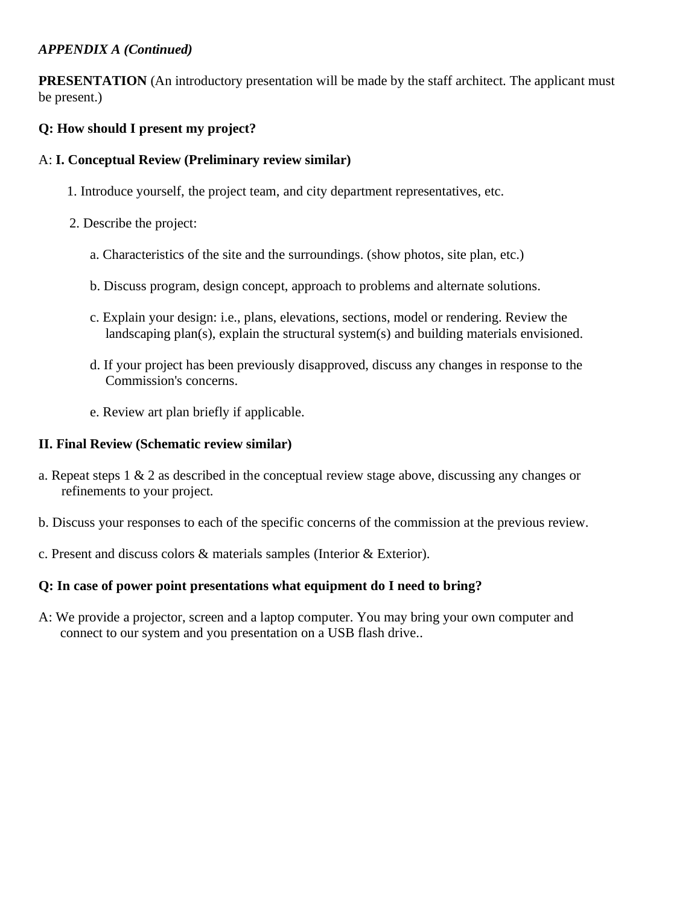***APPENDIX A (Continued)***

**PRESENTATION** (An introductory presentation will be made by the staff architect. The applicant must be present.)

**Q: How should I present my project?**

A: **I. Conceptual Review (Preliminary review similar)**

1. Introduce yourself, the project team, and city department representatives, etc.

2. Describe the project:

   a. Characteristics of the site and the surroundings. (show photos, site plan, etc.)

   b. Discuss program, design concept, approach to problems and alternate solutions.

   c. Explain your design: i.e., plans, elevations, sections, model or rendering. Review the landscaping plan(s), explain the structural system(s) and building materials envisioned.

   d. If your project has been previously disapproved, discuss any changes in response to the Commission's concerns.

   e. Review art plan briefly if applicable.

**II. Final Review (Schematic review similar)**

a. Repeat steps 1 & 2 as described in the conceptual review stage above, discussing any changes or refinements to your project.

b. Discuss your responses to each of the specific concerns of the commission at the previous review.

c. Present and discuss colors & materials samples (Interior & Exterior).

**Q: In case of power point presentations what equipment do I need to bring?**

A: We provide a projector, screen and a laptop computer. You may bring your own computer and connect to our system and you presentation on a USB flash drive..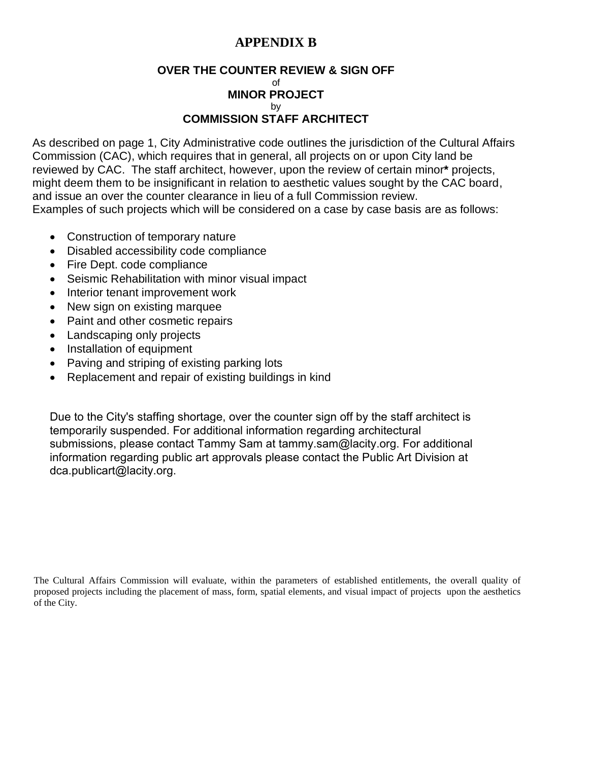# APPENDIX B

**OVER THE COUNTER REVIEW & SIGN OFF**
of
**MINOR PROJECT**
by
**COMMISSION STAFF ARCHITECT**

As described on page 1, City Administrative code outlines the jurisdiction of the Cultural Affairs Commission (CAC), which requires that in general, all projects on or upon City land be reviewed by CAC. The staff architect, however, upon the review of certain minor**\*** projects, might deem them to be insignificant in relation to aesthetic values sought by the CAC board, and issue an over the counter clearance in lieu of a full Commission review.
Examples of such projects which will be considered on a case by case basis are as follows:

- Construction of temporary nature
- Disabled accessibility code compliance
- Fire Dept. code compliance
- Seismic Rehabilitation with minor visual impact
- Interior tenant improvement work
- New sign on existing marquee
- Paint and other cosmetic repairs
- Landscaping only projects
- Installation of equipment
- Paving and striping of existing parking lots
- Replacement and repair of existing buildings in kind

Due to the City's staffing shortage, over the counter sign off by the staff architect is temporarily suspended. For additional information regarding architectural submissions, please contact Tammy Sam at tammy.sam@lacity.org. For additional information regarding public art approvals please contact the Public Art Division at dca.publicart@lacity.org.

The Cultural Affairs Commission will evaluate, within the parameters of established entitlements, the overall quality of proposed projects including the placement of mass, form, spatial elements, and visual impact of projects upon the aesthetics of the City.